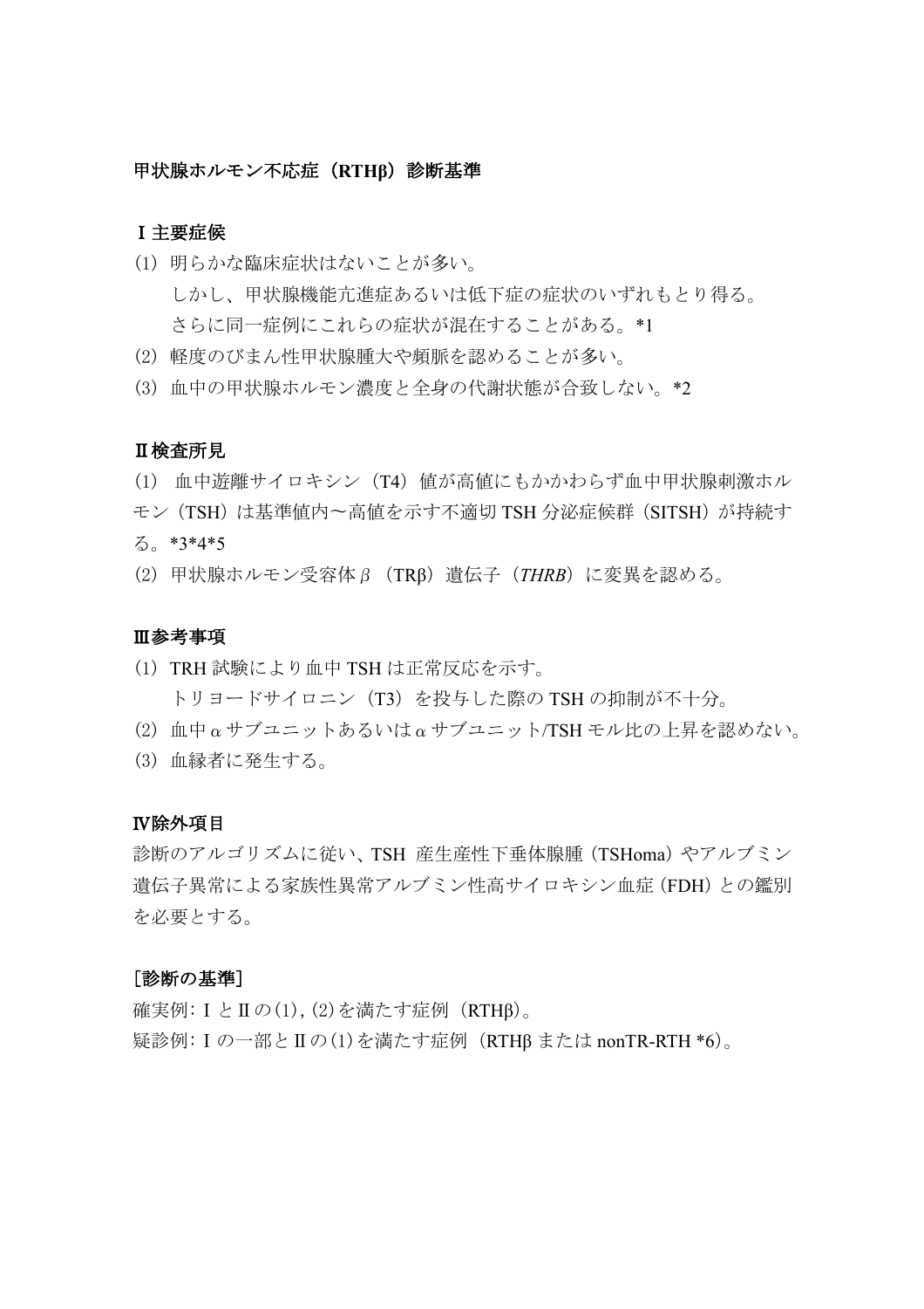# 甲状腺ホルモン不応症（RTHβ）診断基準

## Ⅰ主要症候

(1) 明らかな臨床症状はないことが多い。
　しかし、甲状腺機能亢進症あるいは低下症の症状のいずれもとり得る。
　さらに同一症例にこれらの症状が混在することがある。*1

(2) 軽度のびまん性甲状腺腫大や頻脈を認めることが多い。

(3) 血中の甲状腺ホルモン濃度と全身の代謝状態が合致しない。*2

## Ⅱ検査所見

(1) 血中遊離サイロキシン（T4）値が高値にもかかわらず血中甲状腺刺激ホルモン（TSH）は基準値内〜高値を示す不適切 TSH 分泌症候群（SITSH）が持続する。*3*4*5

(2) 甲状腺ホルモン受容体β（TRβ）遺伝子（*THRB*）に変異を認める。

## Ⅲ参考事項

(1) TRH 試験により血中 TSH は正常反応を示す。
　トリヨードサイロニン（T3）を投与した際の TSH の抑制が不十分。

(2) 血中αサブユニットあるいはαサブユニット/TSH モル比の上昇を認めない。

(3) 血縁者に発生する。

## Ⅳ除外項目

診断のアルゴリズムに従い、TSH 産生性下垂体腺腫（TSHoma）やアルブミン遺伝子異常による家族性異常アルブミン性高サイロキシン血症（FDH）との鑑別を必要とする。

## [診断の基準]

確実例：Ⅰ とⅡの(1), (2)を満たす症例（RTHβ）。
疑診例：Ⅰ の一部とⅡの(1)を満たす症例（RTHβ または nonTR-RTH *6）。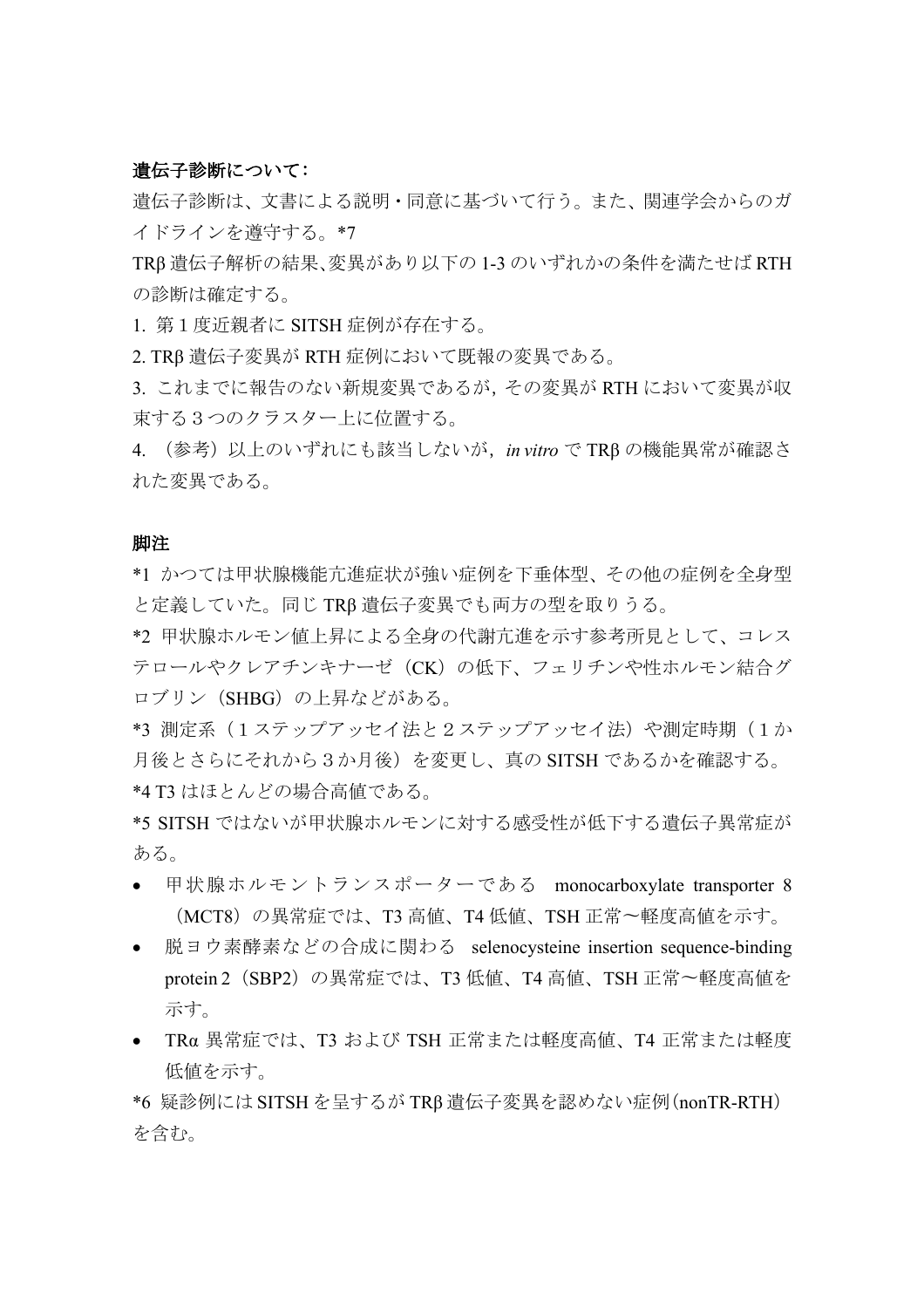**遺伝子診断について：**

遺伝子診断は、文書による説明・同意に基づいて行う。また、関連学会からのガイドラインを遵守する。*7

TRβ遺伝子解析の結果、変異があり以下の 1-3 のいずれかの条件を満たせば RTH の診断は確定する。

1. 第 1 度近親者に SITSH 症例が存在する。
2. TRβ遺伝子変異が RTH 症例において既報の変異である。
3. これまでに報告のない新規変異であるが, その変異が RTH において変異が収束する３つのクラスター上に位置する。
4. （参考）以上のいずれにも該当しないが，*in vitro* で TRβの機能異常が確認された変異である。

**脚注**

*1 かつては甲状腺機能亢進症状が強い症例を下垂体型、その他の症例を全身型と定義していた。同じ TRβ遺伝子変異でも両方の型を取りうる。

*2 甲状腺ホルモン値上昇による全身の代謝亢進を示す参考所見として、コレステロールやクレアチンキナーゼ（CK）の低下、フェリチンや性ホルモン結合グロブリン（SHBG）の上昇などがある。

*3 測定系（１ステップアッセイ法と２ステップアッセイ法）や測定時期（１か月後とさらにそれから３か月後）を変更し、真の SITSH であるかを確認する。

*4 T3 はほとんどの場合高値である。

*5 SITSH ではないが甲状腺ホルモンに対する感受性が低下する遺伝子異常症がある。

- 甲状腺ホルモントランスポーターである monocarboxylate transporter 8（MCT8）の異常症では、T3 高値、T4 低値、TSH 正常〜軽度高値を示す。
- 脱ヨウ素酵素などの合成に関わる selenocysteine insertion sequence-binding protein 2（SBP2）の異常症では、T3 低値、T4 高値、TSH 正常〜軽度高値を示す。
- TRα 異常症では、T3 および TSH 正常または軽度高値、T4 正常または軽度低値を示す。

*6 疑診例には SITSH を呈するが TRβ遺伝子変異を認めない症例（nonTR-RTH）を含む。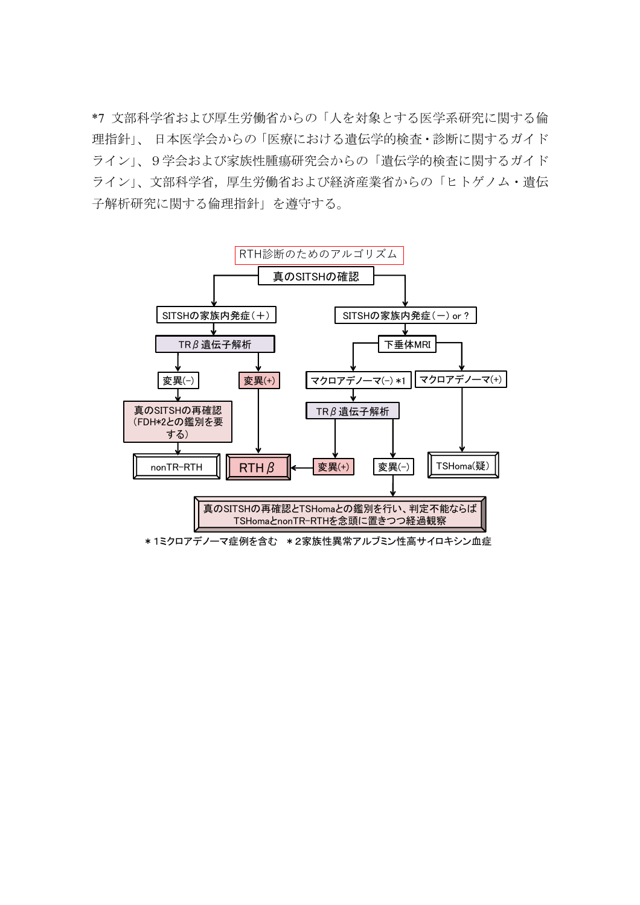*7 文部科学省および厚生労働省からの「人を対象とする医学系研究に関する倫理指針」、日本医学会からの「医療における遺伝学的検査・診断に関するガイドライン」、９学会および家族性腫瘍研究会からの「遺伝学的検査に関するガイドライン」、文部科学省，厚生労働省および経済産業省からの「ヒトゲノム・遺伝子解析研究に関する倫理指針」を遵守する。

RTH診断のためのアルゴリズム

- 真のSITSHの確認
  - SITSHの家族内発症（＋）
    - TRβ遺伝子解析
      - 変異(−)
        - 真のSITSHの再確認（FDH*2との鑑別を要する）
          - nonTR-RTH
      - 変異(+)
        - RTHβ
  - SITSHの家族内発症（−）or ?
    - 下垂体MRI
      - マクロアデノーマ(−) *1
        - TRβ遺伝子解析
          - 変異(+)
            - RTHβ
          - 変異(−)
            - 真のSITSHの再確認とTSHomaとの鑑別を行い、判定不能ならばTSHomaとnonTR-RTHを念頭に置きつつ経過観察
      - マクロアデノーマ(+)
        - TSHoma(疑)

＊1ミクロアデノーマ症例を含む　＊2家族性異常アルブミン性高サイロキシン血症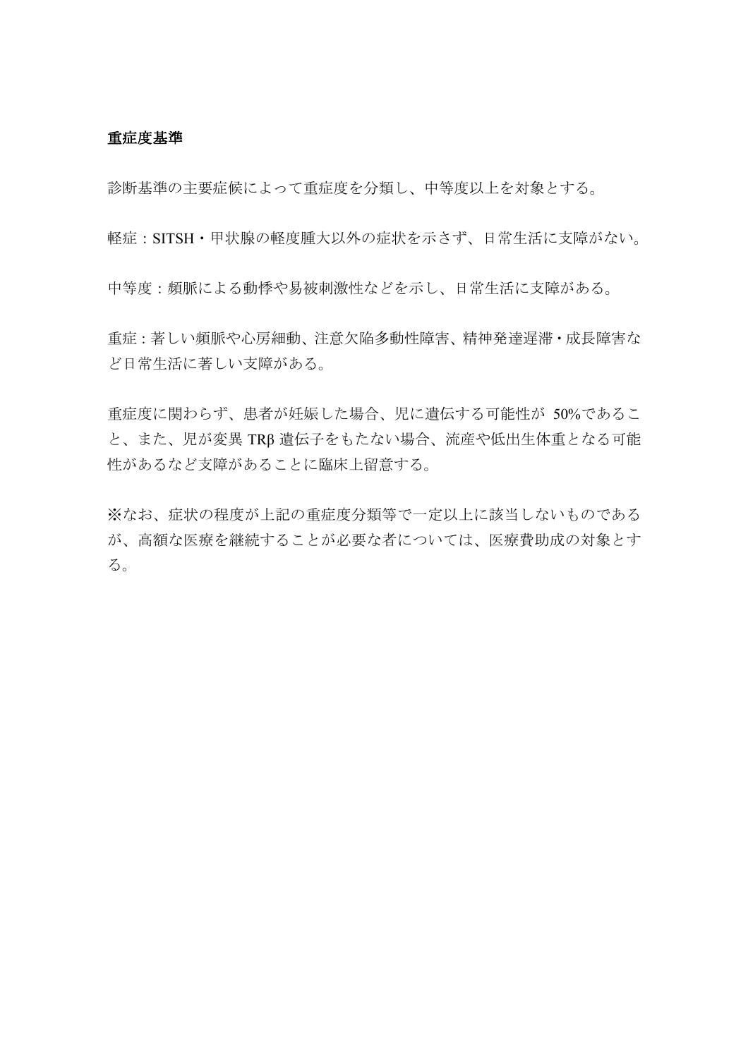**重症度基準**

診断基準の主要症候によって重症度を分類し、中等度以上を対象とする。

軽症：SITSH・甲状腺の軽度腫大以外の症状を示さず、日常生活に支障がない。

中等度：頻脈による動悸や易被刺激性などを示し、日常生活に支障がある。

重症：著しい頻脈や心房細動、注意欠陥多動性障害、精神発達遅滞・成長障害など日常生活に著しい支障がある。

重症度に関わらず、患者が妊娠した場合、児に遺伝する可能性が 50%であること、また、児が変異 TRβ 遺伝子をもたない場合、流産や低出生体重となる可能性があるなど支障があることに臨床上留意する。

※なお、症状の程度が上記の重症度分類等で一定以上に該当しないものであるが、高額な医療を継続することが必要な者については、医療費助成の対象とする。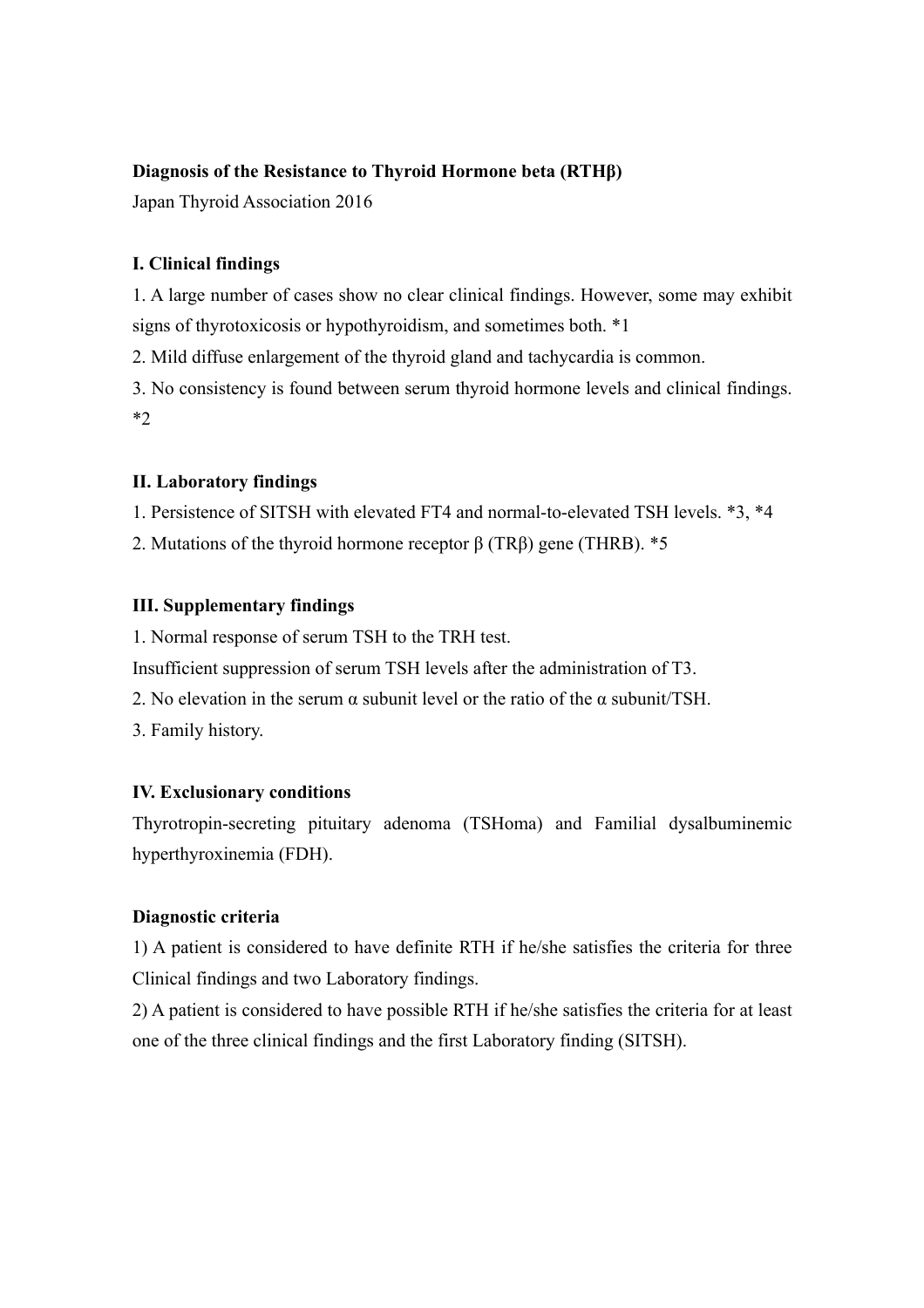**Diagnosis of the Resistance to Thyroid Hormone beta (RTHβ)**

Japan Thyroid Association 2016

**I. Clinical findings**

1. A large number of cases show no clear clinical findings. However, some may exhibit signs of thyrotoxicosis or hypothyroidism, and sometimes both. *1
2. Mild diffuse enlargement of the thyroid gland and tachycardia is common.
3. No consistency is found between serum thyroid hormone levels and clinical findings. *2

**II. Laboratory findings**

1. Persistence of SITSH with elevated FT4 and normal-to-elevated TSH levels. *3, *4
2. Mutations of the thyroid hormone receptor β (TRβ) gene (THRB). *5

**III. Supplementary findings**

1. Normal response of serum TSH to the TRH test.

Insufficient suppression of serum TSH levels after the administration of T3.

2. No elevation in the serum α subunit level or the ratio of the α subunit/TSH.
3. Family history.

**IV. Exclusionary conditions**

Thyrotropin-secreting pituitary adenoma (TSHoma) and Familial dysalbuminemic hyperthyroxinemia (FDH).

**Diagnostic criteria**

1) A patient is considered to have definite RTH if he/she satisfies the criteria for three Clinical findings and two Laboratory findings.

2) A patient is considered to have possible RTH if he/she satisfies the criteria for at least one of the three clinical findings and the first Laboratory finding (SITSH).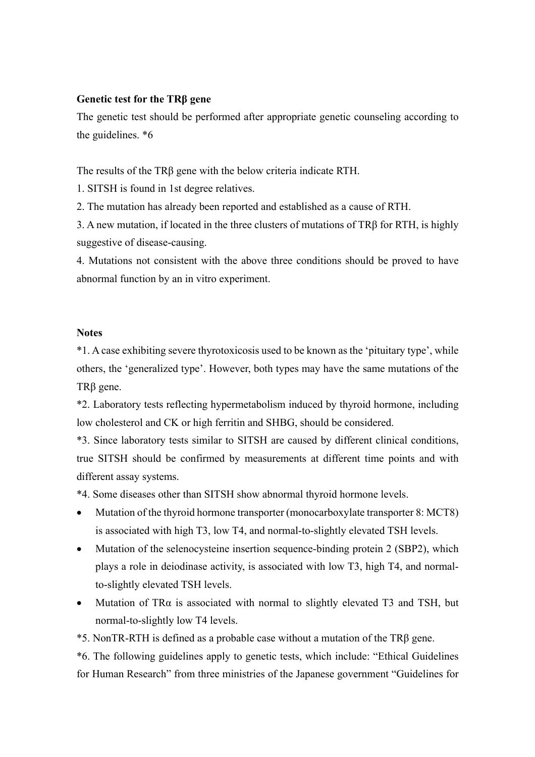**Genetic test for the TRβ gene**

The genetic test should be performed after appropriate genetic counseling according to the guidelines. *6

The results of the TRβ gene with the below criteria indicate RTH.

1. SITSH is found in 1st degree relatives.
2. The mutation has already been reported and established as a cause of RTH.
3. A new mutation, if located in the three clusters of mutations of TRβ for RTH, is highly suggestive of disease-causing.
4. Mutations not consistent with the above three conditions should be proved to have abnormal function by an in vitro experiment.

**Notes**

*1. A case exhibiting severe thyrotoxicosis used to be known as the 'pituitary type', while others, the 'generalized type'. However, both types may have the same mutations of the TRβ gene.

*2. Laboratory tests reflecting hypermetabolism induced by thyroid hormone, including low cholesterol and CK or high ferritin and SHBG, should be considered.

*3. Since laboratory tests similar to SITSH are caused by different clinical conditions, true SITSH should be confirmed by measurements at different time points and with different assay systems.

*4. Some diseases other than SITSH show abnormal thyroid hormone levels.

- Mutation of the thyroid hormone transporter (monocarboxylate transporter 8: MCT8) is associated with high T3, low T4, and normal-to-slightly elevated TSH levels.
- Mutation of the selenocysteine insertion sequence-binding protein 2 (SBP2), which plays a role in deiodinase activity, is associated with low T3, high T4, and normal-to-slightly elevated TSH levels.
- Mutation of TRα is associated with normal to slightly elevated T3 and TSH, but normal-to-slightly low T4 levels.

*5. NonTR-RTH is defined as a probable case without a mutation of the TRβ gene.

*6. The following guidelines apply to genetic tests, which include: "Ethical Guidelines for Human Research" from three ministries of the Japanese government "Guidelines for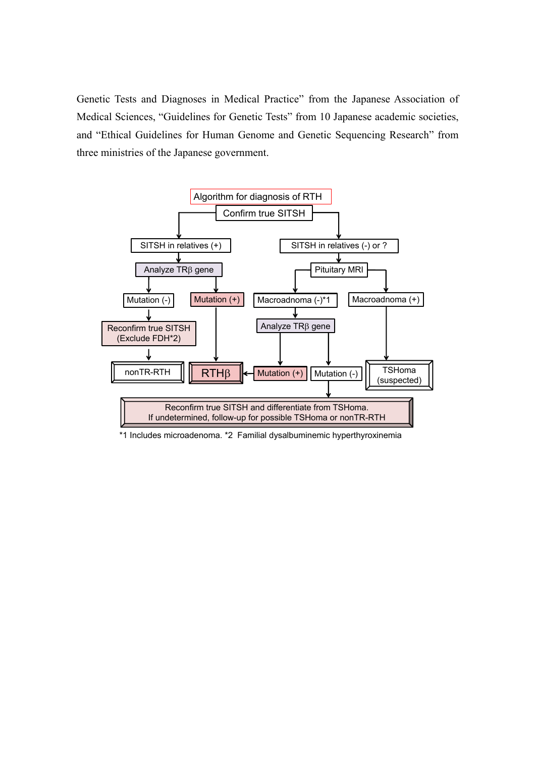Genetic Tests and Diagnoses in Medical Practice" from the Japanese Association of Medical Sciences, "Guidelines for Genetic Tests" from 10 Japanese academic societies, and "Ethical Guidelines for Human Genome and Genetic Sequencing Research" from three ministries of the Japanese government.

Algorithm for diagnosis of RTH

- Confirm true SITSH
  - SITSH in relatives (+)
    - Analyze TRβ gene
      - Mutation (-)
        - Reconfirm true SITSH (Exclude FDH*2)
          - nonTR-RTH
      - Mutation (+)
        - RTHβ
  - SITSH in relatives (-) or ?
    - Pituitary MRI
      - Macroadnoma (-)*1
        - Analyze TRβ gene
          - Mutation (+)
            - RTHβ
          - Mutation (-)
            - Reconfirm true SITSH and differentiate from TSHoma. If undetermined, follow-up for possible TSHoma or nonTR-RTH
      - Macroadnoma (+)
        - TSHoma (suspected)

*1 Includes microadenoma. *2 Familial dysalbuminemic hyperthyroxinemia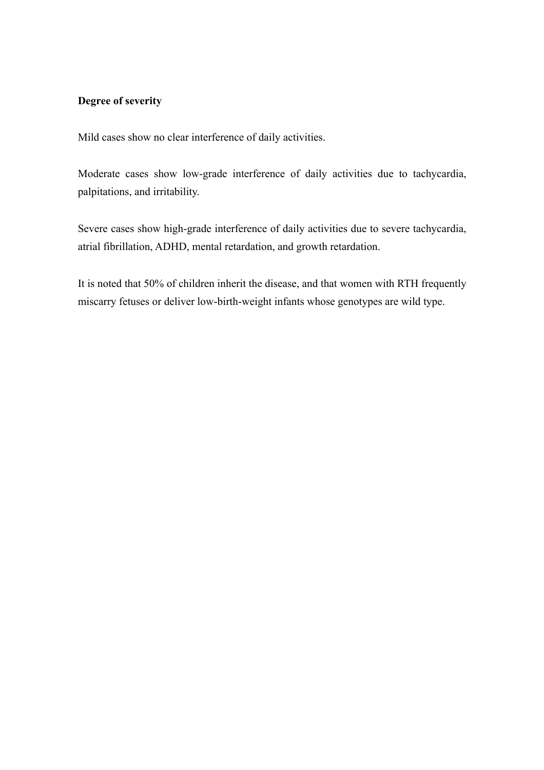**Degree of severity**

Mild cases show no clear interference of daily activities.

Moderate cases show low-grade interference of daily activities due to tachycardia, palpitations, and irritability.

Severe cases show high-grade interference of daily activities due to severe tachycardia, atrial fibrillation, ADHD, mental retardation, and growth retardation.

It is noted that 50% of children inherit the disease, and that women with RTH frequently miscarry fetuses or deliver low-birth-weight infants whose genotypes are wild type.